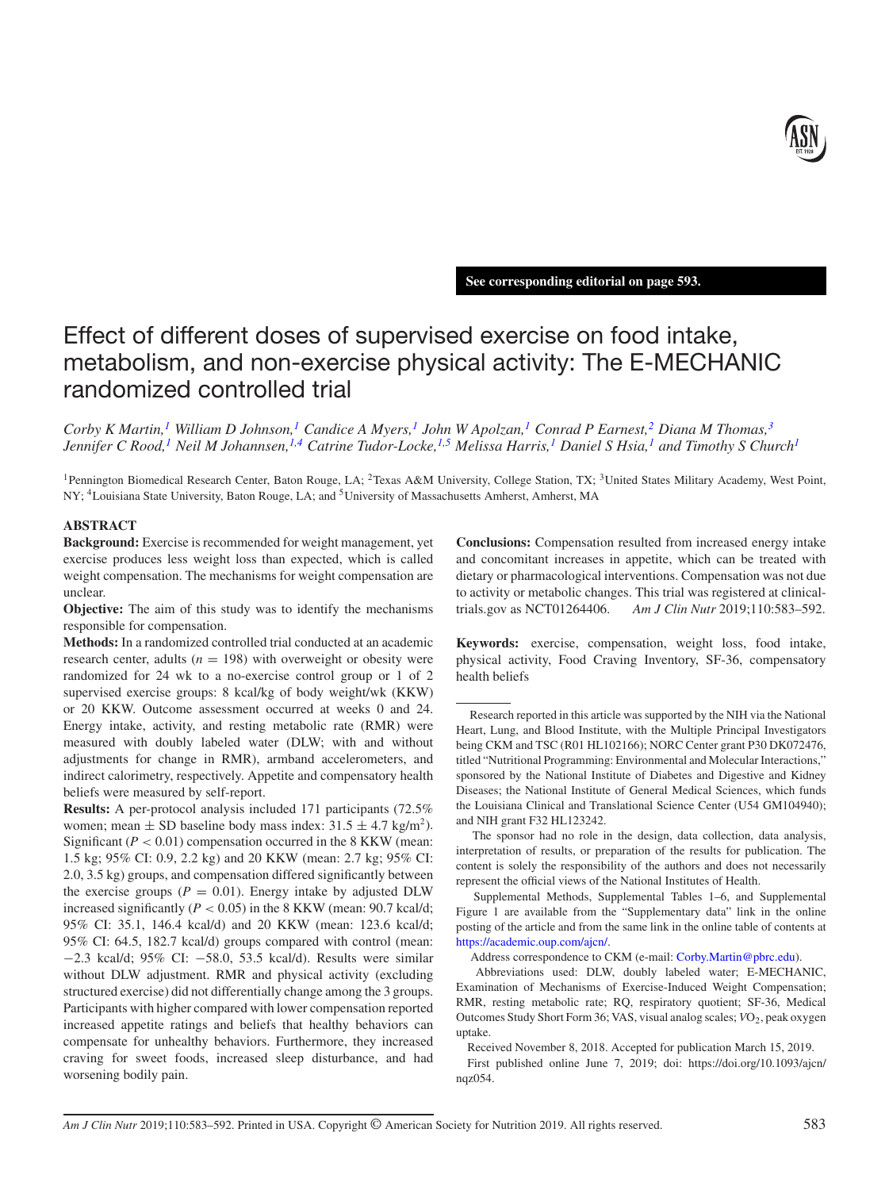See corresponding editorial on page 593.

# Effect of different doses of supervised exercise on food intake, metabolism, and non-exercise physical activity: The E-MECHANIC randomized controlled trial

*Corby K Martin,[1] William D Johnson,[1] Candice A Myers,[1] John W Apolzan,[1] Conrad P Earnest,[2] Diana M Thomas,[3] Jennifer C Rood,[1] Neil M Johannsen,[1,4] Catrine Tudor-Locke,[1,5] Melissa Harris,[1] Daniel S Hsia,[1] and Timothy S Church[1]*

[1]Pennington Biomedical Research Center, Baton Rouge, LA; [2]Texas A&M University, College Station, TX; [3]United States Military Academy, West Point, NY; [4]Louisiana State University, Baton Rouge, LA; and [5]University of Massachusetts Amherst, Amherst, MA

## ABSTRACT

**Background:** Exercise is recommended for weight management, yet exercise produces less weight loss than expected, which is called weight compensation. The mechanisms for weight compensation are unclear.

**Objective:** The aim of this study was to identify the mechanisms responsible for compensation.

**Methods:** In a randomized controlled trial conducted at an academic research center, adults ($n = 198$) with overweight or obesity were randomized for 24 wk to a no-exercise control group or 1 of 2 supervised exercise groups: 8 kcal/kg of body weight/wk (KKW) or 20 KKW. Outcome assessment occurred at weeks 0 and 24. Energy intake, activity, and resting metabolic rate (RMR) were measured with doubly labeled water (DLW; with and without adjustments for change in RMR), armband accelerometers, and indirect calorimetry, respectively. Appetite and compensatory health beliefs were measured by self-report.

**Results:** A per-protocol analysis included 171 participants (72.5% women; mean ± SD baseline body mass index: 31.5 ± 4.7 kg/m$^2$). Significant ($P < 0.01$) compensation occurred in the 8 KKW (mean: 1.5 kg; 95% CI: 0.9, 2.2 kg) and 20 KKW (mean: 2.7 kg; 95% CI: 2.0, 3.5 kg) groups, and compensation differed significantly between the exercise groups ($P = 0.01$). Energy intake by adjusted DLW increased significantly ($P < 0.05$) in the 8 KKW (mean: 90.7 kcal/d; 95% CI: 35.1, 146.4 kcal/d) and 20 KKW (mean: 123.6 kcal/d; 95% CI: 64.5, 182.7 kcal/d) groups compared with control (mean: −2.3 kcal/d; 95% CI: −58.0, 53.5 kcal/d). Results were similar without DLW adjustment. RMR and physical activity (excluding structured exercise) did not differentially change among the 3 groups. Participants with higher compared with lower compensation reported increased appetite ratings and beliefs that healthy behaviors can compensate for unhealthy behaviors. Furthermore, they increased craving for sweet foods, increased sleep disturbance, and had worsening bodily pain.

**Conclusions:** Compensation resulted from increased energy intake and concomitant increases in appetite, which can be treated with dietary or pharmacological interventions. Compensation was not due to activity or metabolic changes. This trial was registered at clinicaltrials.gov as NCT01264406. *Am J Clin Nutr* 2019;110:583–592.

**Keywords:** exercise, compensation, weight loss, food intake, physical activity, Food Craving Inventory, SF-36, compensatory health beliefs

---

Research reported in this article was supported by the NIH via the National Heart, Lung, and Blood Institute, with the Multiple Principal Investigators being CKM and TSC (R01 HL102166); NORC Center grant P30 DK072476, titled "Nutritional Programming: Environmental and Molecular Interactions," sponsored by the National Institute of Diabetes and Digestive and Kidney Diseases; the National Institute of General Medical Sciences, which funds the Louisiana Clinical and Translational Science Center (U54 GM104940); and NIH grant F32 HL123242.

The sponsor had no role in the design, data collection, data analysis, interpretation of results, or preparation of the results for publication. The content is solely the responsibility of the authors and does not necessarily represent the official views of the National Institutes of Health.

Supplemental Methods, Supplemental Tables 1–6, and Supplemental Figure 1 are available from the "Supplementary data" link in the online posting of the article and from the same link in the online table of contents at https://academic.oup.com/ajcn/.

Address correspondence to CKM (e-mail: Corby.Martin@pbrc.edu).

Abbreviations used: DLW, doubly labeled water; E-MECHANIC, Examination of Mechanisms of Exercise-Induced Weight Compensation; RMR, resting metabolic rate; RQ, respiratory quotient; SF-36, Medical Outcomes Study Short Form 36; VAS, visual analog scales; $VO_2$, peak oxygen uptake.

Received November 8, 2018. Accepted for publication March 15, 2019.

First published online June 7, 2019; doi: https://doi.org/10.1093/ajcn/nqz054.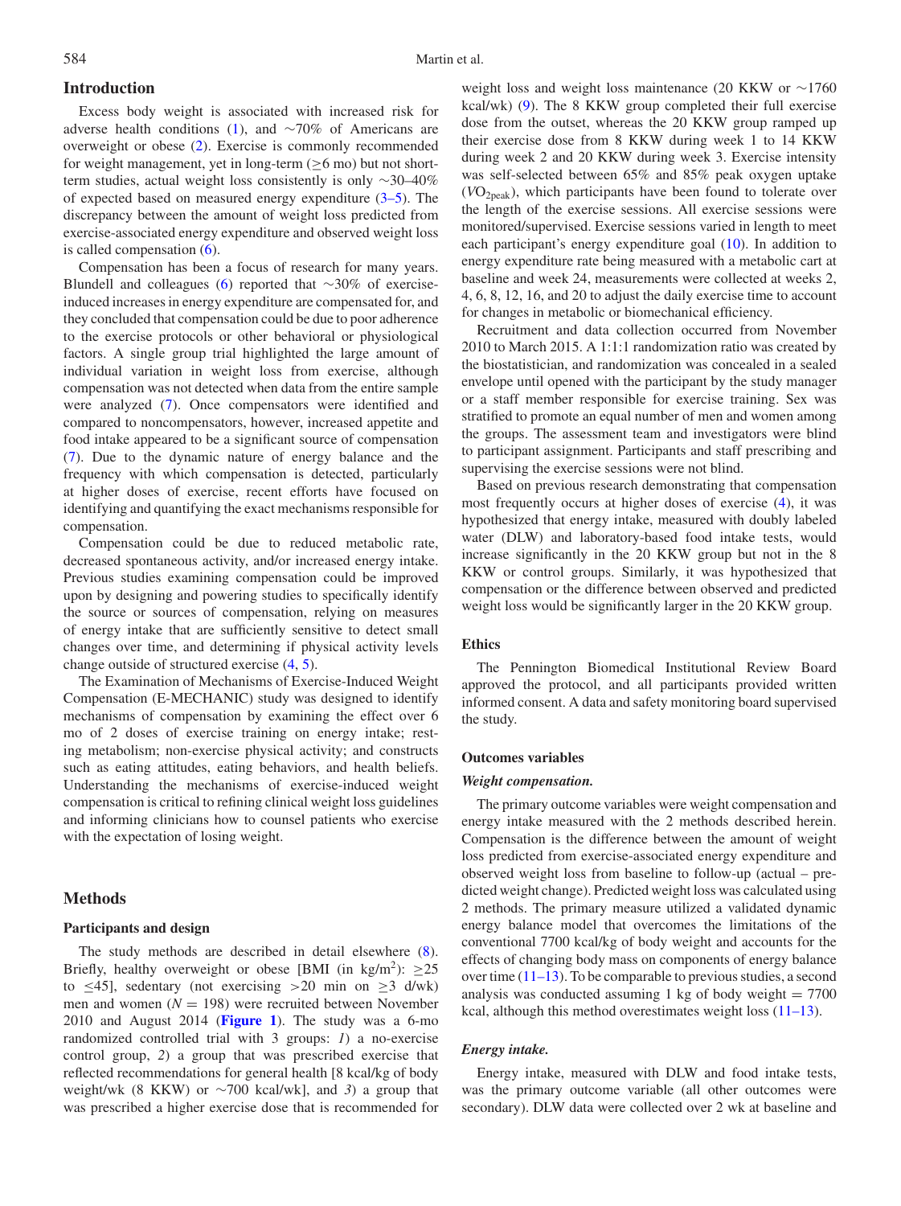## Introduction

Excess body weight is associated with increased risk for adverse health conditions (1), and ~70% of Americans are overweight or obese (2). Exercise is commonly recommended for weight management, yet in long-term (≥6 mo) but not short-term studies, actual weight loss consistently is only ~30–40% of expected based on measured energy expenditure (3–5). The discrepancy between the amount of weight loss predicted from exercise-associated energy expenditure and observed weight loss is called compensation (6).

Compensation has been a focus of research for many years. Blundell and colleagues (6) reported that ~30% of exercise-induced increases in energy expenditure are compensated for, and they concluded that compensation could be due to poor adherence to the exercise protocols or other behavioral or physiological factors. A single group trial highlighted the large amount of individual variation in weight loss from exercise, although compensation was not detected when data from the entire sample were analyzed (7). Once compensators were identified and compared to noncompensators, however, increased appetite and food intake appeared to be a significant source of compensation (7). Due to the dynamic nature of energy balance and the frequency with which compensation is detected, particularly at higher doses of exercise, recent efforts have focused on identifying and quantifying the exact mechanisms responsible for compensation.

Compensation could be due to reduced metabolic rate, decreased spontaneous activity, and/or increased energy intake. Previous studies examining compensation could be improved upon by designing and powering studies to specifically identify the source or sources of compensation, relying on measures of energy intake that are sufficiently sensitive to detect small changes over time, and determining if physical activity levels change outside of structured exercise (4, 5).

The Examination of Mechanisms of Exercise-Induced Weight Compensation (E-MECHANIC) study was designed to identify mechanisms of compensation by examining the effect over 6 mo of 2 doses of exercise training on energy intake; resting metabolism; non-exercise physical activity; and constructs such as eating attitudes, eating behaviors, and health beliefs. Understanding the mechanisms of exercise-induced weight compensation is critical to refining clinical weight loss guidelines and informing clinicians how to counsel patients who exercise with the expectation of losing weight.

## Methods

### Participants and design

The study methods are described in detail elsewhere (8). Briefly, healthy overweight or obese [BMI (in kg/m$^2$): ≥25 to ≤45], sedentary (not exercising >20 min on ≥3 d/wk) men and women ($N$ = 198) were recruited between November 2010 and August 2014 (**Figure 1**). The study was a 6-mo randomized controlled trial with 3 groups: *1*) a no-exercise control group, *2*) a group that was prescribed exercise that reflected recommendations for general health [8 kcal/kg of body weight/wk (8 KKW) or ~700 kcal/wk], and *3*) a group that was prescribed a higher exercise dose that is recommended for weight loss and weight loss maintenance (20 KKW or ~1760 kcal/wk) (9). The 8 KKW group completed their full exercise dose from the outset, whereas the 20 KKW group ramped up their exercise dose from 8 KKW during week 1 to 14 KKW during week 2 and 20 KKW during week 3. Exercise intensity was self-selected between 65% and 85% peak oxygen uptake ($VO_{2peak}$), which participants have been found to tolerate over the length of the exercise sessions. All exercise sessions were monitored/supervised. Exercise sessions varied in length to meet each participant's energy expenditure goal (10). In addition to energy expenditure rate being measured with a metabolic cart at baseline and week 24, measurements were collected at weeks 2, 4, 6, 8, 12, 16, and 20 to adjust the daily exercise time to account for changes in metabolic or biomechanical efficiency.

Recruitment and data collection occurred from November 2010 to March 2015. A 1:1:1 randomization ratio was created by the biostatistician, and randomization was concealed in a sealed envelope until opened with the participant by the study manager or a staff member responsible for exercise training. Sex was stratified to promote an equal number of men and women among the groups. The assessment team and investigators were blind to participant assignment. Participants and staff prescribing and supervising the exercise sessions were not blind.

Based on previous research demonstrating that compensation most frequently occurs at higher doses of exercise (4), it was hypothesized that energy intake, measured with doubly labeled water (DLW) and laboratory-based food intake tests, would increase significantly in the 20 KKW group but not in the 8 KKW or control groups. Similarly, it was hypothesized that compensation or the difference between observed and predicted weight loss would be significantly larger in the 20 KKW group.

### Ethics

The Pennington Biomedical Institutional Review Board approved the protocol, and all participants provided written informed consent. A data and safety monitoring board supervised the study.

### Outcomes variables

#### *Weight compensation.*

The primary outcome variables were weight compensation and energy intake measured with the 2 methods described herein. Compensation is the difference between the amount of weight loss predicted from exercise-associated energy expenditure and observed weight loss from baseline to follow-up (actual – predicted weight change). Predicted weight loss was calculated using 2 methods. The primary measure utilized a validated dynamic energy balance model that overcomes the limitations of the conventional 7700 kcal/kg of body weight and accounts for the effects of changing body mass on components of energy balance over time (11–13). To be comparable to previous studies, a second analysis was conducted assuming 1 kg of body weight = 7700 kcal, although this method overestimates weight loss (11–13).

#### *Energy intake.*

Energy intake, measured with DLW and food intake tests, was the primary outcome variable (all other outcomes were secondary). DLW data were collected over 2 wk at baseline and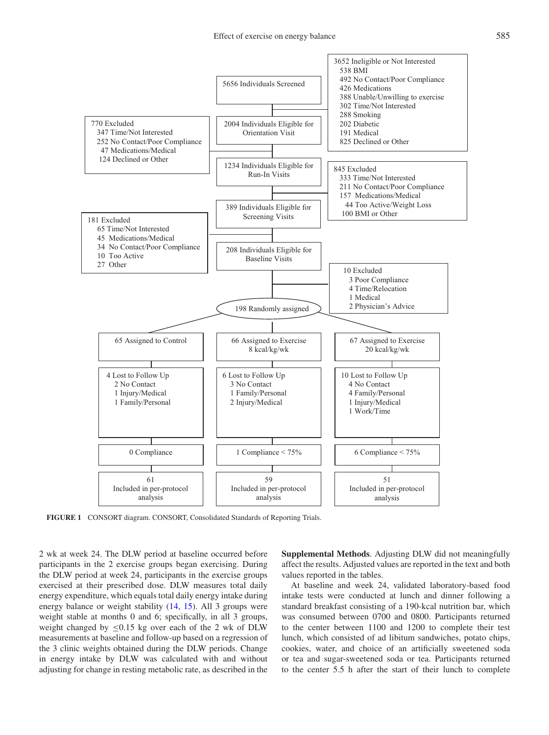5656 Individuals Screened

3652 Ineligible or Not Interested
- 538 BMI
- 492 No Contact/Poor Compliance
- 426 Medications
- 388 Unable/Unwilling to exercise
- 302 Time/Not Interested
- 288 Smoking
- 202 Diabetic
- 191 Medical
- 825 Declined or Other

2004 Individuals Eligible for Orientation Visit

770 Excluded
- 347 Time/Not Interested
- 252 No Contact/Poor Compliance
- 47 Medications/Medical
- 124 Declined or Other

1234 Individuals Eligible for Run-In Visits

845 Excluded
- 333 Time/Not Interested
- 211 No Contact/Poor Compliance
- 157 Medications/Medical
- 44 Too Active/Weight Loss
- 100 BMI or Other

389 Individuals Eligible for Screening Visits

181 Excluded
- 65 Time/Not Interested
- 45 Medications/Medical
- 34 No Contact/Poor Compliance
- 10 Too Active
- 27 Other

208 Individuals Eligible for Baseline Visits

10 Excluded
- 3 Poor Compliance
- 4 Time/Relocation
- 1 Medical
- 2 Physician's Advice

198 Randomly assigned

| 65 Assigned to Control | 66 Assigned to Exercise 8 kcal/kg/wk | 67 Assigned to Exercise 20 kcal/kg/wk |
|---|---|---|
| 4 Lost to Follow Up: 2 No Contact, 1 Injury/Medical, 1 Family/Personal | 6 Lost to Follow Up: 3 No Contact, 1 Family/Personal, 2 Injury/Medical | 10 Lost to Follow Up: 4 No Contact, 4 Family/Personal, 1 Injury/Medical, 1 Work/Time |
| 0 Compliance | 1 Compliance < 75% | 6 Compliance < 75% |
| 61 Included in per-protocol analysis | 59 Included in per-protocol analysis | 51 Included in per-protocol analysis |

**FIGURE 1** CONSORT diagram. CONSORT, Consolidated Standards of Reporting Trials.

2 wk at week 24. The DLW period at baseline occurred before participants in the 2 exercise groups began exercising. During the DLW period at week 24, participants in the exercise groups exercised at their prescribed dose. DLW measures total daily energy expenditure, which equals total daily energy intake during energy balance or weight stability (14, 15). All 3 groups were weight stable at months 0 and 6; specifically, in all 3 groups, weight changed by $\leq$0.15 kg over each of the 2 wk of DLW measurements at baseline and follow-up based on a regression of the 3 clinic weights obtained during the DLW periods. Change in energy intake by DLW was calculated with and without adjusting for change in resting metabolic rate, as described in the **Supplemental Methods**. Adjusting DLW did not meaningfully affect the results. Adjusted values are reported in the text and both values reported in the tables.

At baseline and week 24, validated laboratory-based food intake tests were conducted at lunch and dinner following a standard breakfast consisting of a 190-kcal nutrition bar, which was consumed between 0700 and 0800. Participants returned to the center between 1100 and 1200 to complete their test lunch, which consisted of ad libitum sandwiches, potato chips, cookies, water, and choice of an artificially sweetened soda or tea and sugar-sweetened soda or tea. Participants returned to the center 5.5 h after the start of their lunch to complete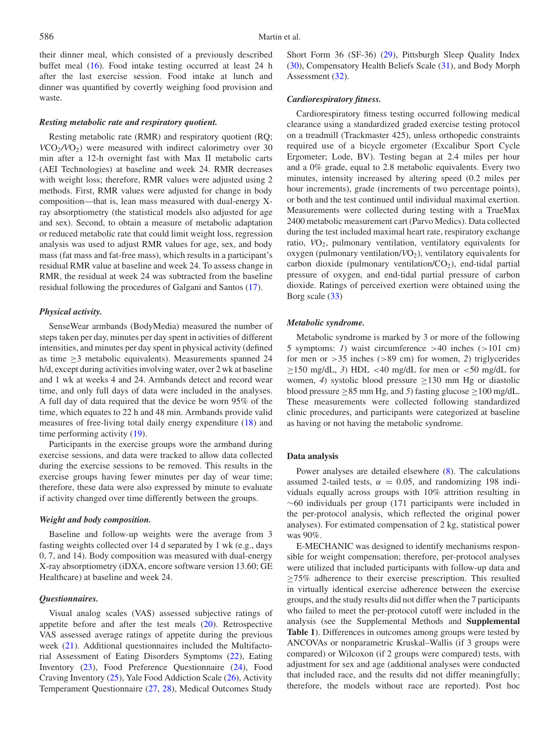their dinner meal, which consisted of a previously described buffet meal (16). Food intake testing occurred at least 24 h after the last exercise session. Food intake at lunch and dinner was quantified by covertly weighing food provision and waste.

#### *Resting metabolic rate and respiratory quotient.*

Resting metabolic rate (RMR) and respiratory quotient (RQ; $VCO_2/VO_2$) were measured with indirect calorimetry over 30 min after a 12-h overnight fast with Max II metabolic carts (AEI Technologies) at baseline and week 24. RMR decreases with weight loss; therefore, RMR values were adjusted using 2 methods. First, RMR values were adjusted for change in body composition—that is, lean mass measured with dual-energy X-ray absorptiometry (the statistical models also adjusted for age and sex). Second, to obtain a measure of metabolic adaptation or reduced metabolic rate that could limit weight loss, regression analysis was used to adjust RMR values for age, sex, and body mass (fat mass and fat-free mass), which results in a participant's residual RMR value at baseline and week 24. To assess change in RMR, the residual at week 24 was subtracted from the baseline residual following the procedures of Galgani and Santos (17).

#### *Physical activity.*

SenseWear armbands (BodyMedia) measured the number of steps taken per day, minutes per day spent in activities of different intensities, and minutes per day spent in physical activity (defined as time ≥3 metabolic equivalents). Measurements spanned 24 h/d, except during activities involving water, over 2 wk at baseline and 1 wk at weeks 4 and 24. Armbands detect and record wear time, and only full days of data were included in the analyses. A full day of data required that the device be worn 95% of the time, which equates to 22 h and 48 min. Armbands provide valid measures of free-living total daily energy expenditure (18) and time performing activity (19).

Participants in the exercise groups wore the armband during exercise sessions, and data were tracked to allow data collected during the exercise sessions to be removed. This results in the exercise groups having fewer minutes per day of wear time; therefore, these data were also expressed by minute to evaluate if activity changed over time differently between the groups.

#### *Weight and body composition.*

Baseline and follow-up weights were the average from 3 fasting weights collected over 14 d separated by 1 wk (e.g., days 0, 7, and 14). Body composition was measured with dual-energy X-ray absorptiometry (iDXA, encore software version 13.60; GE Healthcare) at baseline and week 24.

#### *Questionnaires.*

Visual analog scales (VAS) assessed subjective ratings of appetite before and after the test meals (20). Retrospective VAS assessed average ratings of appetite during the previous week (21). Additional questionnaires included the Multifactorial Assessment of Eating Disorders Symptoms (22), Eating Inventory (23), Food Preference Questionnaire (24), Food Craving Inventory (25), Yale Food Addiction Scale (26), Activity Temperament Questionnaire (27, 28), Medical Outcomes Study Short Form 36 (SF-36) (29), Pittsburgh Sleep Quality Index (30), Compensatory Health Beliefs Scale (31), and Body Morph Assessment (32).

#### *Cardiorespiratory fitness.*

Cardiorespiratory fitness testing occurred following medical clearance using a standardized graded exercise testing protocol on a treadmill (Trackmaster 425), unless orthopedic constraints required use of a bicycle ergometer (Excalibur Sport Cycle Ergometer; Lode, BV). Testing began at 2.4 miles per hour and a 0% grade, equal to 2.8 metabolic equivalents. Every two minutes, intensity increased by altering speed (0.2 miles per hour increments), grade (increments of two percentage points), or both and the test continued until individual maximal exertion. Measurements were collected during testing with a TrueMax 2400 metabolic measurement cart (Parvo Medics). Data collected during the test included maximal heart rate, respiratory exchange ratio, $VO_2$, pulmonary ventilation, ventilatory equivalents for oxygen (pulmonary ventilation/$VO_2$), ventilatory equivalents for carbon dioxide (pulmonary ventilation/$CO_2$), end-tidal partial pressure of oxygen, and end-tidal partial pressure of carbon dioxide. Ratings of perceived exertion were obtained using the Borg scale (33)

#### *Metabolic syndrome.*

Metabolic syndrome is marked by 3 or more of the following 5 symptoms: *1)* waist circumference >40 inches (>101 cm) for men or >35 inches (>89 cm) for women, *2)* triglycerides ≥150 mg/dL, *3)* HDL <40 mg/dL for men or <50 mg/dL for women, *4)* systolic blood pressure ≥130 mm Hg or diastolic blood pressure ≥85 mm Hg, and *5)* fasting glucose ≥100 mg/dL. These measurements were collected following standardized clinic procedures, and participants were categorized at baseline as having or not having the metabolic syndrome.

### Data analysis

Power analyses are detailed elsewhere (8). The calculations assumed 2-tailed tests, $\alpha = 0.05$, and randomizing 198 individuals equally across groups with 10% attrition resulting in ~60 individuals per group (171 participants were included in the per-protocol analysis, which reflected the original power analyses). For estimated compensation of 2 kg, statistical power was 90%.

E-MECHANIC was designed to identify mechanisms responsible for weight compensation; therefore, per-protocol analyses were utilized that included participants with follow-up data and ≥75% adherence to their exercise prescription. This resulted in virtually identical exercise adherence between the exercise groups, and the study results did not differ when the 7 participants who failed to meet the per-protocol cutoff were included in the analysis (see the Supplemental Methods and **Supplemental Table 1**). Differences in outcomes among groups were tested by ANCOVAs or nonparametric Kruskal–Wallis (if 3 groups were compared) or Wilcoxon (if 2 groups were compared) tests, with adjustment for sex and age (additional analyses were conducted that included race, and the results did not differ meaningfully; therefore, the models without race are reported). Post hoc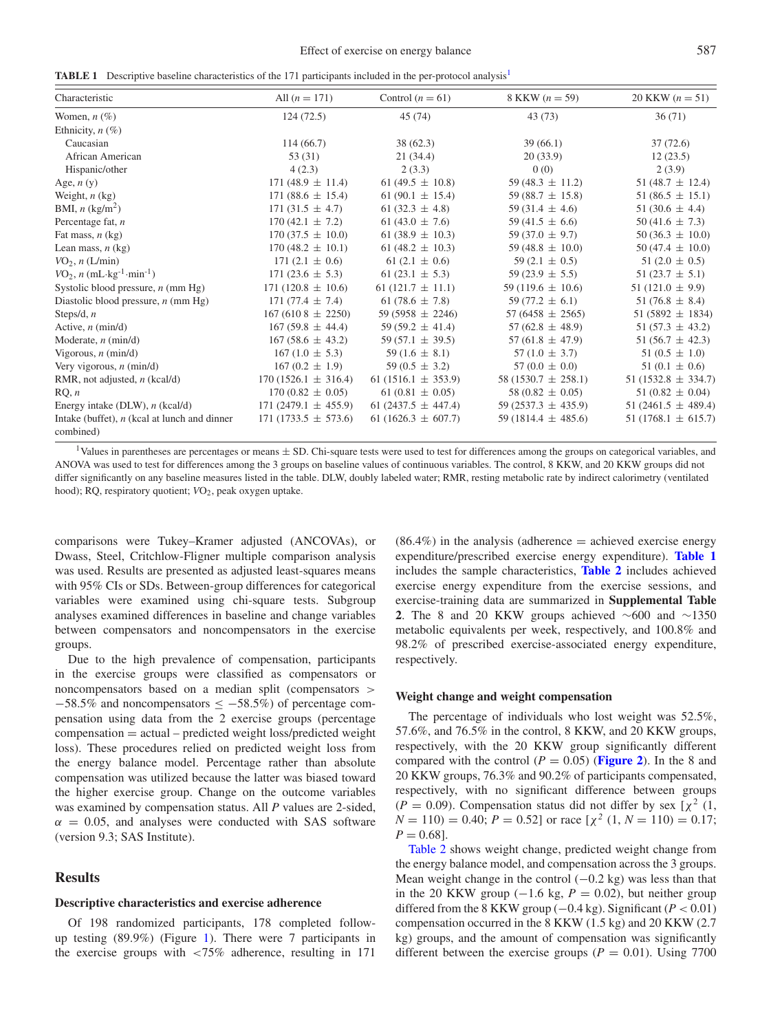**TABLE 1** Descriptive baseline characteristics of the 171 participants included in the per-protocol analysis[1]

| Characteristic | All ($n$ = 171) | Control ($n$ = 61) | 8 KKW ($n$ = 59) | 20 KKW ($n$ = 51) |
|---|---|---|---|---|
| Women, $n$ (%) | 124 (72.5) | 45 (74) | 43 (73) | 36 (71) |
| Ethnicity, $n$ (%) | | | | |
| Caucasian | 114 (66.7) | 38 (62.3) | 39 (66.1) | 37 (72.6) |
| African American | 53 (31) | 21 (34.4) | 20 (33.9) | 12 (23.5) |
| Hispanic/other | 4 (2.3) | 2 (3.3) | 0 (0) | 2 (3.9) |
| Age, $n$ (y) | 171 (48.9 ± 11.4) | 61 (49.5 ± 10.8) | 59 (48.3 ± 11.2) | 51 (48.7 ± 12.4) |
| Weight, $n$ (kg) | 171 (88.6 ± 15.4) | 61 (90.1 ± 15.4) | 59 (88.7 ± 15.8) | 51 (86.5 ± 15.1) |
| BMI, $n$ (kg/m$^2$) | 171 (31.5 ± 4.7) | 61 (32.3 ± 4.8) | 59 (31.4 ± 4.6) | 51 (30.6 ± 4.4) |
| Percentage fat, $n$ | 170 (42.1 ± 7.2) | 61 (43.0 ± 7.6) | 59 (41.5 ± 6.6) | 50 (41.6 ± 7.3) |
| Fat mass, $n$ (kg) | 170 (37.5 ± 10.0) | 61 (38.9 ± 10.3) | 59 (37.0 ± 9.7) | 50 (36.3 ± 10.0) |
| Lean mass, $n$ (kg) | 170 (48.2 ± 10.1) | 61 (48.2 ± 10.3) | 59 (48.8 ± 10.0) | 50 (47.4 ± 10.0) |
| $VO_2$, $n$ (L/min) | 171 (2.1 ± 0.6) | 61 (2.1 ± 0.6) | 59 (2.1 ± 0.5) | 51 (2.0 ± 0.5) |
| $VO_2$, $n$ (mL·kg$^{-1}$·min$^{-1}$) | 171 (23.6 ± 5.3) | 61 (23.1 ± 5.3) | 59 (23.9 ± 5.5) | 51 (23.7 ± 5.1) |
| Systolic blood pressure, $n$ (mm Hg) | 171 (120.8 ± 10.6) | 61 (121.7 ± 11.1) | 59 (119.6 ± 10.6) | 51 (121.0 ± 9.9) |
| Diastolic blood pressure, $n$ (mm Hg) | 171 (77.4 ± 7.4) | 61 (78.6 ± 7.8) | 59 (77.2 ± 6.1) | 51 (76.8 ± 8.4) |
| Steps/d, $n$ | 167 (6108 ± 2250) | 59 (5958 ± 2246) | 57 (6458 ± 2565) | 51 (5892 ± 1834) |
| Active, $n$ (min/d) | 167 (59.8 ± 44.4) | 59 (59.2 ± 41.4) | 57 (62.8 ± 48.9) | 51 (57.3 ± 43.2) |
| Moderate, $n$ (min/d) | 167 (58.6 ± 43.2) | 59 (57.1 ± 39.5) | 57 (61.8 ± 47.9) | 51 (56.7 ± 42.3) |
| Vigorous, $n$ (min/d) | 167 (1.0 ± 5.3) | 59 (1.6 ± 8.1) | 57 (1.0 ± 3.7) | 51 (0.5 ± 1.0) |
| Very vigorous, $n$ (min/d) | 167 (0.2 ± 1.9) | 59 (0.5 ± 3.2) | 57 (0.0 ± 0.0) | 51 (0.1 ± 0.6) |
| RMR, not adjusted, $n$ (kcal/d) | 170 (1526.1 ± 316.4) | 61 (1516.1 ± 353.9) | 58 (1530.7 ± 258.1) | 51 (1532.8 ± 334.7) |
| RQ, $n$ | 170 (0.82 ± 0.05) | 61 (0.81 ± 0.05) | 58 (0.82 ± 0.05) | 51 (0.82 ± 0.04) |
| Energy intake (DLW), $n$ (kcal/d) | 171 (2479.1 ± 455.9) | 61 (2437.5 ± 447.4) | 59 (2537.3 ± 435.9) | 51 (2461.5 ± 489.4) |
| Intake (buffet), $n$ (kcal at lunch and dinner combined) | 171 (1733.5 ± 573.6) | 61 (1626.3 ± 607.7) | 59 (1814.4 ± 485.6) | 51 (1768.1 ± 615.7) |

[1]Values in parentheses are percentages or means ± SD. Chi-square tests were used to test for differences among the groups on categorical variables, and ANOVA was used to test for differences among the 3 groups on baseline values of continuous variables. The control, 8 KKW, and 20 KKW groups did not differ significantly on any baseline measures listed in the table. DLW, doubly labeled water; RMR, resting metabolic rate by indirect calorimetry (ventilated hood); RQ, respiratory quotient; $VO_2$, peak oxygen uptake.

comparisons were Tukey–Kramer adjusted (ANCOVAs), or Dwass, Steel, Critchlow-Fligner multiple comparison analysis was used. Results are presented as adjusted least-squares means with 95% CIs or SDs. Between-group differences for categorical variables were examined using chi-square tests. Subgroup analyses examined differences in baseline and change variables between compensators and noncompensators in the exercise groups.

Due to the high prevalence of compensation, participants in the exercise groups were classified as compensators or noncompensators based on a median split (compensators > −58.5% and noncompensators ≤ −58.5%) of percentage compensation using data from the 2 exercise groups (percentage compensation = actual – predicted weight loss/predicted weight loss). These procedures relied on predicted weight loss from the energy balance model. Percentage rather than absolute compensation was utilized because the latter was biased toward the higher exercise group. Change on the outcome variables was examined by compensation status. All $P$ values are 2-sided, $\alpha$ = 0.05, and analyses were conducted with SAS software (version 9.3; SAS Institute).

## Results

### Descriptive characteristics and exercise adherence

Of 198 randomized participants, 178 completed follow-up testing (89.9%) (Figure 1). There were 7 participants in the exercise groups with <75% adherence, resulting in 171 (86.4%) in the analysis (adherence = achieved exercise energy expenditure/prescribed exercise energy expenditure). **Table 1** includes the sample characteristics, **Table 2** includes achieved exercise energy expenditure from the exercise sessions, and exercise-training data are summarized in **Supplemental Table 2**. The 8 and 20 KKW groups achieved ~600 and ~1350 metabolic equivalents per week, respectively, and 100.8% and 98.2% of prescribed exercise-associated energy expenditure, respectively.

### Weight change and weight compensation

The percentage of individuals who lost weight was 52.5%, 57.6%, and 76.5% in the control, 8 KKW, and 20 KKW groups, respectively, with the 20 KKW group significantly different compared with the control ($P$ = 0.05) (**Figure 2**). In the 8 and 20 KKW groups, 76.3% and 90.2% of participants compensated, respectively, with no significant difference between groups ($P$ = 0.09). Compensation status did not differ by sex [$\chi^2$ (1, $N$ = 110) = 0.40; $P$ = 0.52] or race [$\chi^2$ (1, $N$ = 110) = 0.17; $P$ = 0.68].

Table 2 shows weight change, predicted weight change from the energy balance model, and compensation across the 3 groups. Mean weight change in the control (−0.2 kg) was less than that in the 20 KKW group (−1.6 kg, $P$ = 0.02), but neither group differed from the 8 KKW group (−0.4 kg). Significant ($P$ < 0.01) compensation occurred in the 8 KKW (1.5 kg) and 20 KKW (2.7 kg) groups, and the amount of compensation was significantly different between the exercise groups ($P$ = 0.01). Using 7700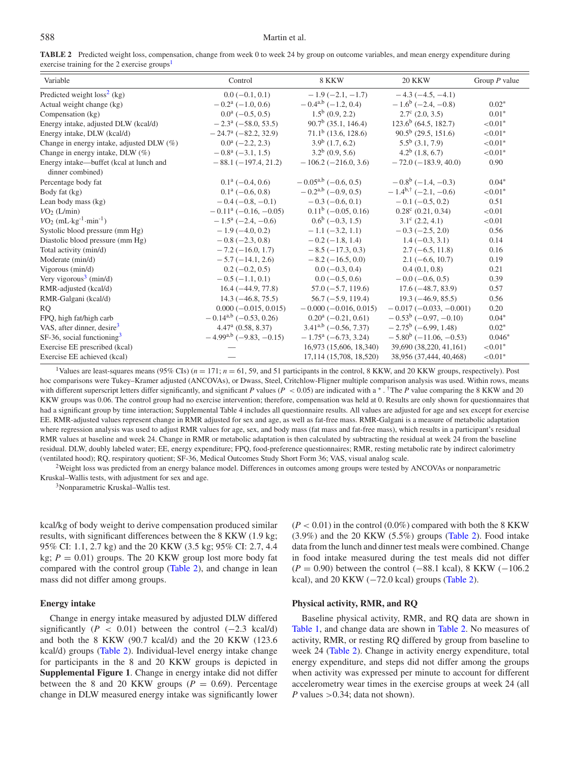**TABLE 2** Predicted weight loss, compensation, change from week 0 to week 24 by group on outcome variables, and mean energy expenditure during exercise training for the 2 exercise groups[1]

| Variable | Control | 8 KKW | 20 KKW | Group *P* value |
|---|---|---|---|---|
| Predicted weight loss[2] (kg) | 0.0 (−0.1, 0.1) | −1.9 (−2.1, −1.7) | −4.3 (−4.5, −4.1) | |
| Actual weight change (kg) | −0.2[a] (−1.0, 0.6) | −0.4[a,b] (−1.2, 0.4) | −1.6[b] (−2.4, −0.8) | 0.02* |
| Compensation (kg) | 0.0[a] (−0.5, 0.5) | 1.5[b] (0.9, 2.2) | 2.7[c] (2.0, 3.5) | 0.01* |
| Energy intake, adjusted DLW (kcal/d) | −2.3[a] (−58.0, 53.5) | 90.7[b] (35.1, 146.4) | 123.6[b] (64.5, 182.7) | <0.01* |
| Energy intake, DLW (kcal/d) | −24.7[a] (−82.2, 32.9) | 71.1[b] (13.6, 128.6) | 90.5[b] (29.5, 151.6) | <0.01* |
| Change in energy intake, adjusted DLW (%) | 0.0[a] (−2.2, 2.3) | 3.9[b] (1.7, 6.2) | 5.5[b] (3.1, 7.9) | <0.01* |
| Change in energy intake, DLW (%) | −0.8[a] (−3.1, 1.5) | 3.2[b] (0.9, 5.6) | 4.2[b] (1.8, 6.7) | <0.01* |
| Energy intake—buffet (kcal at lunch and dinner combined) | −88.1 (−197.4, 21.2) | −106.2 (−216.0, 3.6) | −72.0 (−183.9, 40.0) | 0.90 |
| Percentage body fat | 0.1[a] (−0.4, 0.6) | −0.05[a,b] (−0.6, 0.5) | −0.8[b] (−1.4, −0.3) | 0.04* |
| Body fat (kg) | 0.1[a] (−0.6, 0.8) | −0.2[a,b] (−0.9, 0.5) | −1.4[b,†] (−2.1, −0.6) | <0.01* |
| Lean body mass (kg) | −0.4 (−0.8, −0.1) | −0.3 (−0.6, 0.1) | −0.1 (−0.5, 0.2) | 0.51 |
| $VO_2$ (L/min) | −0.11[a] (−0.16, −0.05) | 0.11[b] (−0.05, 0.16) | 0.28[c] (0.21, 0.34) | <0.01 |
| $VO_2$ ($mL \cdot kg^{-1} \cdot min^{-1}$) | −1.5[a] (−2.4, −0.6) | 0.6[b] (−0.3, 1.5) | 3.1[c] (2.2, 4.1) | <0.01 |
| Systolic blood pressure (mm Hg) | −1.9 (−4.0, 0.2) | −1.1 (−3.2, 1.1) | −0.3 (−2.5, 2.0) | 0.56 |
| Diastolic blood pressure (mm Hg) | −0.8 (−2.3, 0.8) | −0.2 (−1.8, 1.4) | 1.4 (−0.3, 3.1) | 0.14 |
| Total activity (min/d) | −7.2 (−16.0, 1.7) | −8.5 (−17.3, 0.3) | 2.7 (−6.5, 11.8) | 0.16 |
| Moderate (min/d) | −5.7 (−14.1, 2.6) | −8.2 (−16.5, 0.0) | 2.1 (−6.6, 10.7) | 0.19 |
| Vigorous (min/d) | 0.2 (−0.2, 0.5) | 0.0 (−0.3, 0.4) | 0.4 (0.1, 0.8) | 0.21 |
| Very vigorous[3] (min/d) | −0.5 (−1.1, 0.1) | 0.0 (−0.5, 0.6) | −0.0 (−0.6, 0.5) | 0.39 |
| RMR-adjusted (kcal/d) | 16.4 (−44.9, 77.8) | 57.0 (−5.7, 119.6) | 17.6 (−48.7, 83.9) | 0.57 |
| RMR-Galgani (kcal/d) | 14.3 (−46.8, 75.5) | 56.7 (−5.9, 119.4) | 19.3 (−46.9, 85.5) | 0.56 |
| RQ | 0.000 (−0.015, 0.015) | −0.000 (−0.016, 0.015) | −0.017 (−0.033, −0.001) | 0.20 |
| FPQ, high fat/high carb | −0.14[a,b] (−0.53, 0.26) | 0.20[a] (−0.21, 0.61) | −0.53[b] (−0.97, −0.10) | 0.04* |
| VAS, after dinner, desire[3] | 4.47[a] (0.58, 8.37) | 3.41[a,b] (−0.56, 7.37) | −2.75[b] (−6.99, 1.48) | 0.02* |
| SF-36, social functioning[3] | −4.99[a,b] (−9.83, −0.15) | −1.75[a] (−6.73, 3.24) | −5.80[b] (−11.06, −0.53) | 0.046* |
| Exercise EE prescribed (kcal) | — | 16,973 (15,606, 18,340) | 39,690 (38,220, 41,161) | <0.01* |
| Exercise EE achieved (kcal) | — | 17,114 (15,708, 18,520) | 38,956 (37,444, 40,468) | <0.01* |

[1]Values are least-squares means (95% CIs) ($n$ = 171; $n$ = 61, 59, and 51 participants in the control, 8 KKW, and 20 KKW groups, respectively). Post hoc comparisons were Tukey–Kramer adjusted (ANCOVAs), or Dwass, Steel, Critchlow-Fligner multiple comparison analysis was used. Within rows, means with different superscript letters differ significantly, and significant *P* values ($P < 0.05$) are indicated with a *. †The *P* value comparing the 8 KKW and 20 KKW groups was 0.06. The control group had no exercise intervention; therefore, compensation was held at 0. Results are only shown for questionnaires that had a significant group by time interaction; Supplemental Table 4 includes all questionnaire results. All values are adjusted for age and sex except for exercise EE. RMR-adjusted values represent change in RMR adjusted for sex and age, as well as fat-free mass. RMR-Galgani is a measure of metabolic adaptation where regression analysis was used to adjust RMR values for age, sex, and body mass (fat mass and fat-free mass), which results in a participant's residual RMR values at baseline and week 24. Change in RMR or metabolic adaptation is then calculated by subtracting the residual at week 24 from the baseline residual. DLW, doubly labeled water; EE, energy expenditure; FPQ, food-preference questionnaires; RMR, resting metabolic rate by indirect calorimetry (ventilated hood); RQ, respiratory quotient; SF-36, Medical Outcomes Study Short Form 36; VAS, visual analog scale.

[2]Weight loss was predicted from an energy balance model. Differences in outcomes among groups were tested by ANCOVAs or nonparametric Kruskal–Wallis tests, with adjustment for sex and age.

[3]Nonparametric Kruskal–Wallis test.

kcal/kg of body weight to derive compensation produced similar results, with significant differences between the 8 KKW (1.9 kg; 95% CI: 1.1, 2.7 kg) and the 20 KKW (3.5 kg; 95% CI: 2.7, 4.4 kg; $P = 0.01$) groups. The 20 KKW group lost more body fat compared with the control group (Table 2), and change in lean mass did not differ among groups.

### Energy intake

Change in energy intake measured by adjusted DLW differed significantly ($P < 0.01$) between the control (−2.3 kcal/d) and both the 8 KKW (90.7 kcal/d) and the 20 KKW (123.6 kcal/d) groups (Table 2). Individual-level energy intake change for participants in the 8 and 20 KKW groups is depicted in **Supplemental Figure 1**. Change in energy intake did not differ between the 8 and 20 KKW groups ($P = 0.69$). Percentage change in DLW measured energy intake was significantly lower ($P < 0.01$) in the control (0.0%) compared with both the 8 KKW (3.9%) and the 20 KKW (5.5%) groups (Table 2). Food intake data from the lunch and dinner test meals were combined. Change in food intake measured during the test meals did not differ ($P = 0.90$) between the control (−88.1 kcal), 8 KKW (−106.2 kcal), and 20 KKW (−72.0 kcal) groups (Table 2).

### Physical activity, RMR, and RQ

Baseline physical activity, RMR, and RQ data are shown in Table 1, and change data are shown in Table 2. No measures of activity, RMR, or resting RQ differed by group from baseline to week 24 (Table 2). Change in activity energy expenditure, total energy expenditure, and steps did not differ among the groups when activity was expressed per minute to account for different accelerometry wear times in the exercise groups at week 24 (all *P* values >0.34; data not shown).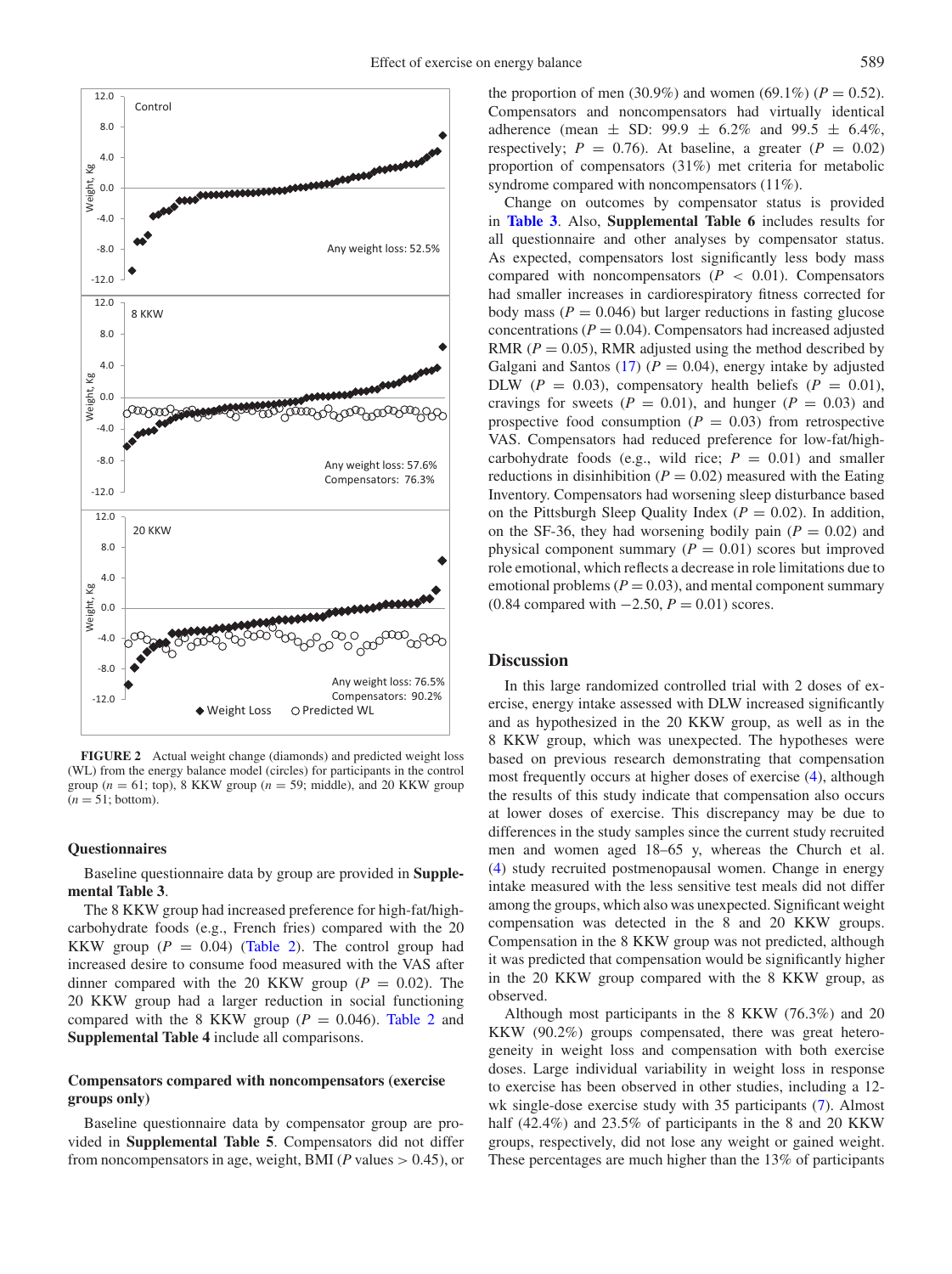**FIGURE 2** Actual weight change (diamonds) and predicted weight loss (WL) from the energy balance model (circles) for participants in the control group ($n$ = 61; top), 8 KKW group ($n$ = 59; middle), and 20 KKW group ($n$ = 51; bottom).

### Questionnaires

Baseline questionnaire data by group are provided in **Supplemental Table 3**.

The 8 KKW group had increased preference for high-fat/high-carbohydrate foods (e.g., French fries) compared with the 20 KKW group ($P$ = 0.04) (Table 2). The control group had increased desire to consume food measured with the VAS after dinner compared with the 20 KKW group ($P$ = 0.02). The 20 KKW group had a larger reduction in social functioning compared with the 8 KKW group ($P$ = 0.046). Table 2 and **Supplemental Table 4** include all comparisons.

### Compensators compared with noncompensators (exercise groups only)

Baseline questionnaire data by compensator group are provided in **Supplemental Table 5**. Compensators did not differ from noncompensators in age, weight, BMI ($P$ values > 0.45), or the proportion of men (30.9%) and women (69.1%) ($P$ = 0.52). Compensators and noncompensators had virtually identical adherence (mean ± SD: 99.9 ± 6.2% and 99.5 ± 6.4%, respectively; $P$ = 0.76). At baseline, a greater ($P$ = 0.02) proportion of compensators (31%) met criteria for metabolic syndrome compared with noncompensators (11%).

Change on outcomes by compensator status is provided in **Table 3**. Also, **Supplemental Table 6** includes results for all questionnaire and other analyses by compensator status. As expected, compensators lost significantly less body mass compared with noncompensators ($P$ < 0.01). Compensators had smaller increases in cardiorespiratory fitness corrected for body mass ($P$ = 0.046) but larger reductions in fasting glucose concentrations ($P$ = 0.04). Compensators had increased adjusted RMR ($P$ = 0.05), RMR adjusted using the method described by Galgani and Santos (17) ($P$ = 0.04), energy intake by adjusted DLW ($P$ = 0.03), compensatory health beliefs ($P$ = 0.01), cravings for sweets ($P$ = 0.01), and hunger ($P$ = 0.03) and prospective food consumption ($P$ = 0.03) from retrospective VAS. Compensators had reduced preference for low-fat/high-carbohydrate foods (e.g., wild rice; $P$ = 0.01) and smaller reductions in disinhibition ($P$ = 0.02) measured with the Eating Inventory. Compensators had worsening sleep disturbance based on the Pittsburgh Sleep Quality Index ($P$ = 0.02). In addition, on the SF-36, they had worsening bodily pain ($P$ = 0.02) and physical component summary ($P$ = 0.01) scores but improved role emotional, which reflects a decrease in role limitations due to emotional problems ($P$ = 0.03), and mental component summary (0.84 compared with −2.50, $P$ = 0.01) scores.

## Discussion

In this large randomized controlled trial with 2 doses of exercise, energy intake assessed with DLW increased significantly and as hypothesized in the 20 KKW group, as well as in the 8 KKW group, which was unexpected. The hypotheses were based on previous research demonstrating that compensation most frequently occurs at higher doses of exercise (4), although the results of this study indicate that compensation also occurs at lower doses of exercise. This discrepancy may be due to differences in the study samples since the current study recruited men and women aged 18–65 y, whereas the Church et al. (4) study recruited postmenopausal women. Change in energy intake measured with the less sensitive test meals did not differ among the groups, which also was unexpected. Significant weight compensation was detected in the 8 and 20 KKW groups. Compensation in the 8 KKW group was not predicted, although it was predicted that compensation would be significantly higher in the 20 KKW group compared with the 8 KKW group, as observed.

Although most participants in the 8 KKW (76.3%) and 20 KKW (90.2%) groups compensated, there was great heterogeneity in weight loss and compensation with both exercise doses. Large individual variability in weight loss in response to exercise has been observed in other studies, including a 12-wk single-dose exercise study with 35 participants (7). Almost half (42.4%) and 23.5% of participants in the 8 and 20 KKW groups, respectively, did not lose any weight or gained weight. These percentages are much higher than the 13% of participants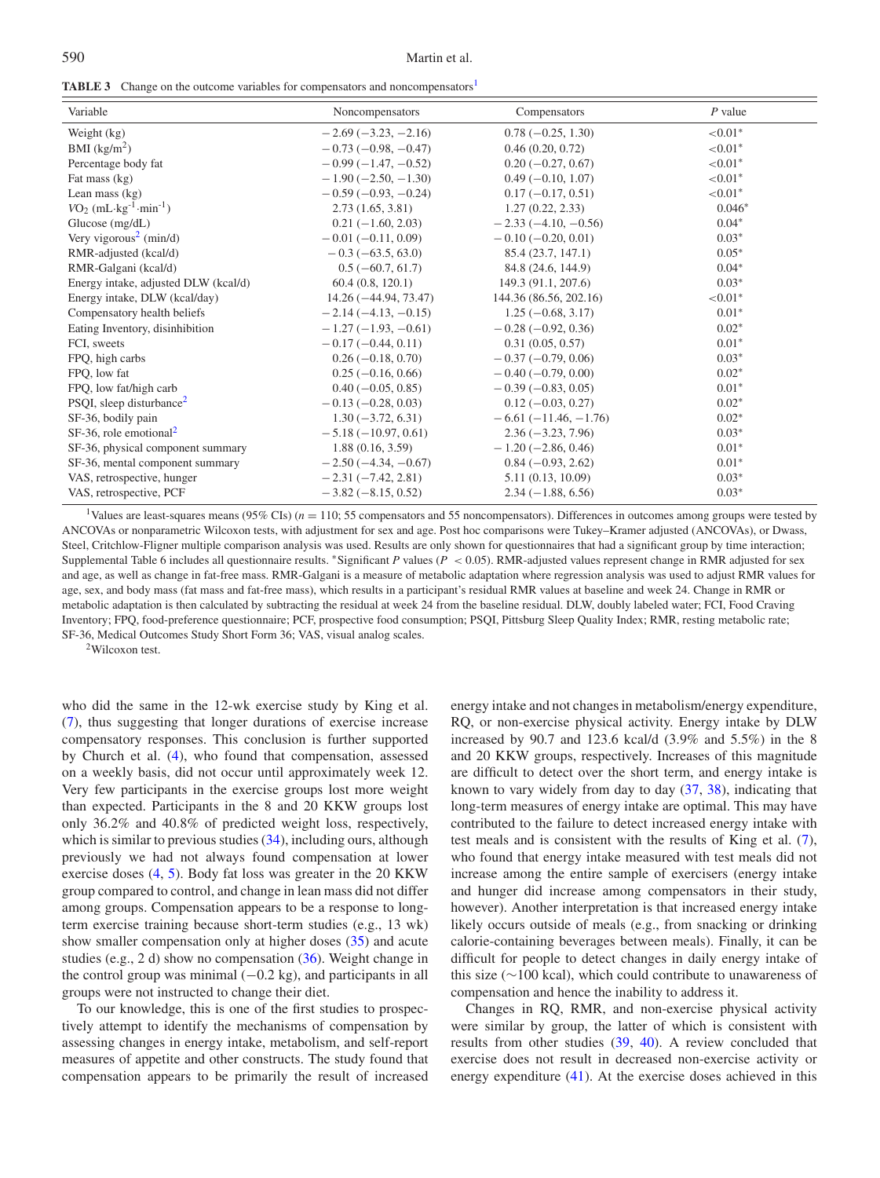**TABLE 3** Change on the outcome variables for compensators and noncompensators[1]

| Variable | Noncompensators | Compensators | P value |
|---|---|---|---|
| Weight (kg) | −2.69 (−3.23, −2.16) | 0.78 (−0.25, 1.30) | <0.01* |
| BMI ($kg/m^2$) | −0.73 (−0.98, −0.47) | 0.46 (0.20, 0.72) | <0.01* |
| Percentage body fat | −0.99 (−1.47, −0.52) | 0.20 (−0.27, 0.67) | <0.01* |
| Fat mass (kg) | −1.90 (−2.50, −1.30) | 0.49 (−0.10, 1.07) | <0.01* |
| Lean mass (kg) | −0.59 (−0.93, −0.24) | 0.17 (−0.17, 0.51) | <0.01* |
| $VO_2$ ($mL \cdot kg^{-1} \cdot min^{-1}$) | 2.73 (1.65, 3.81) | 1.27 (0.22, 2.33) | 0.046* |
| Glucose (mg/dL) | 0.21 (−1.60, 2.03) | −2.33 (−4.10, −0.56) | 0.04* |
| Very vigorous[2] (min/d) | −0.01 (−0.11, 0.09) | −0.10 (−0.20, 0.01) | 0.03* |
| RMR-adjusted (kcal/d) | −0.3 (−63.5, 63.0) | 85.4 (23.7, 147.1) | 0.05* |
| RMR-Galgani (kcal/d) | 0.5 (−60.7, 61.7) | 84.8 (24.6, 144.9) | 0.04* |
| Energy intake, adjusted DLW (kcal/d) | 60.4 (0.8, 120.1) | 149.3 (91.1, 207.6) | 0.03* |
| Energy intake, DLW (kcal/day) | 14.26 (−44.94, 73.47) | 144.36 (86.56, 202.16) | <0.01* |
| Compensatory health beliefs | −2.14 (−4.13, −0.15) | 1.25 (−0.68, 3.17) | 0.01* |
| Eating Inventory, disinhibition | −1.27 (−1.93, −0.61) | −0.28 (−0.92, 0.36) | 0.02* |
| FCI, sweets | −0.17 (−0.44, 0.11) | 0.31 (0.05, 0.57) | 0.01* |
| FPQ, high carbs | 0.26 (−0.18, 0.70) | −0.37 (−0.79, 0.06) | 0.03* |
| FPQ, low fat | 0.25 (−0.16, 0.66) | −0.40 (−0.79, 0.00) | 0.02* |
| FPQ, low fat/high carb | 0.40 (−0.05, 0.85) | −0.39 (−0.83, 0.05) | 0.01* |
| PSQI, sleep disturbance[2] | −0.13 (−0.28, 0.03) | 0.12 (−0.03, 0.27) | 0.02* |
| SF-36, bodily pain | 1.30 (−3.72, 6.31) | −6.61 (−11.46, −1.76) | 0.02* |
| SF-36, role emotional[2] | −5.18 (−10.97, 0.61) | 2.36 (−3.23, 7.96) | 0.03* |
| SF-36, physical component summary | 1.88 (0.16, 3.59) | −1.20 (−2.86, 0.46) | 0.01* |
| SF-36, mental component summary | −2.50 (−4.34, −0.67) | 0.84 (−0.93, 2.62) | 0.01* |
| VAS, retrospective, hunger | −2.31 (−7.42, 2.81) | 5.11 (0.13, 10.09) | 0.03* |
| VAS, retrospective, PCF | −3.82 (−8.15, 0.52) | 2.34 (−1.88, 6.56) | 0.03* |

[1]Values are least-squares means (95% CIs) ($n = 110$; 55 compensators and 55 noncompensators). Differences in outcomes among groups were tested by ANCOVAs or nonparametric Wilcoxon tests, with adjustment for sex and age. Post hoc comparisons were Tukey–Kramer adjusted (ANCOVAs), or Dwass, Steel, Critchlow-Fligner multiple comparison analysis was used. Results are only shown for questionnaires that had a significant group by time interaction; Supplemental Table 6 includes all questionnaire results. *Significant P values ($P < 0.05$). RMR-adjusted values represent change in RMR adjusted for sex and age, as well as change in fat-free mass. RMR-Galgani is a measure of metabolic adaptation where regression analysis was used to adjust RMR values for age, sex, and body mass (fat mass and fat-free mass), which results in a participant's residual RMR values at baseline and week 24. Change in RMR or metabolic adaptation is then calculated by subtracting the residual at week 24 from the baseline residual. DLW, doubly labeled water; FCI, Food Craving Inventory; FPQ, food-preference questionnaire; PCF, prospective food consumption; PSQI, Pittsburg Sleep Quality Index; RMR, resting metabolic rate; SF-36, Medical Outcomes Study Short Form 36; VAS, visual analog scales.

[2]Wilcoxon test.

who did the same in the 12-wk exercise study by King et al. (7), thus suggesting that longer durations of exercise increase compensatory responses. This conclusion is further supported by Church et al. (4), who found that compensation, assessed on a weekly basis, did not occur until approximately week 12. Very few participants in the exercise groups lost more weight than expected. Participants in the 8 and 20 KKW groups lost only 36.2% and 40.8% of predicted weight loss, respectively, which is similar to previous studies (34), including ours, although previously we had not always found compensation at lower exercise doses (4, 5). Body fat loss was greater in the 20 KKW group compared to control, and change in lean mass did not differ among groups. Compensation appears to be a response to long-term exercise training because short-term studies (e.g., 13 wk) show smaller compensation only at higher doses (35) and acute studies (e.g., 2 d) show no compensation (36). Weight change in the control group was minimal (−0.2 kg), and participants in all groups were not instructed to change their diet.

To our knowledge, this is one of the first studies to prospectively attempt to identify the mechanisms of compensation by assessing changes in energy intake, metabolism, and self-report measures of appetite and other constructs. The study found that compensation appears to be primarily the result of increased energy intake and not changes in metabolism/energy expenditure, RQ, or non-exercise physical activity. Energy intake by DLW increased by 90.7 and 123.6 kcal/d (3.9% and 5.5%) in the 8 and 20 KKW groups, respectively. Increases of this magnitude are difficult to detect over the short term, and energy intake is known to vary widely from day to day (37, 38), indicating that long-term measures of energy intake are optimal. This may have contributed to the failure to detect increased energy intake with test meals and is consistent with the results of King et al. (7), who found that energy intake measured with test meals did not increase among the entire sample of exercisers (energy intake and hunger did increase among compensators in their study, however). Another interpretation is that increased energy intake likely occurs outside of meals (e.g., from snacking or drinking calorie-containing beverages between meals). Finally, it can be difficult for people to detect changes in daily energy intake of this size (∼100 kcal), which could contribute to unawareness of compensation and hence the inability to address it.

Changes in RQ, RMR, and non-exercise physical activity were similar by group, the latter of which is consistent with results from other studies (39, 40). A review concluded that exercise does not result in decreased non-exercise activity or energy expenditure (41). At the exercise doses achieved in this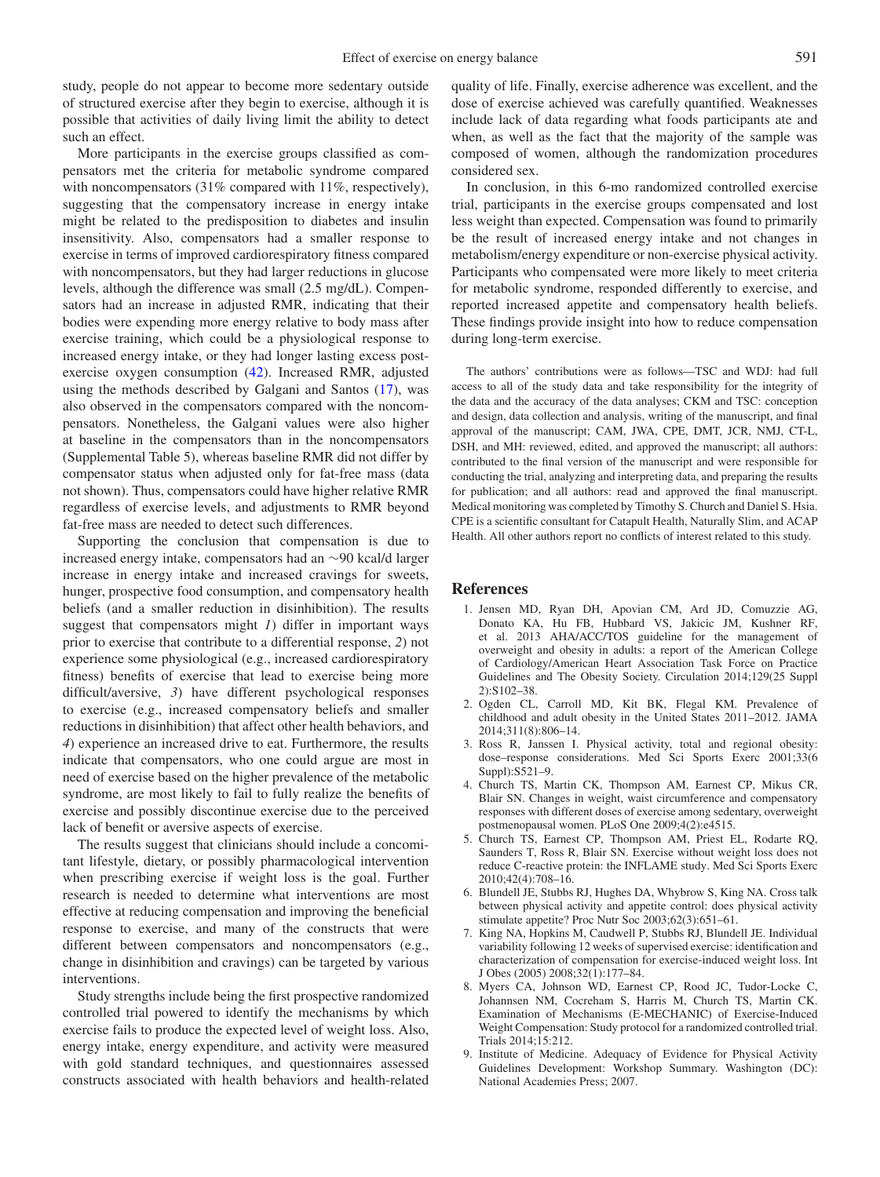study, people do not appear to become more sedentary outside of structured exercise after they begin to exercise, although it is possible that activities of daily living limit the ability to detect such an effect.

More participants in the exercise groups classified as compensators met the criteria for metabolic syndrome compared with noncompensators (31% compared with 11%, respectively), suggesting that the compensatory increase in energy intake might be related to the predisposition to diabetes and insulin insensitivity. Also, compensators had a smaller response to exercise in terms of improved cardiorespiratory fitness compared with noncompensators, but they had larger reductions in glucose levels, although the difference was small (2.5 mg/dL). Compensators had an increase in adjusted RMR, indicating that their bodies were expending more energy relative to body mass after exercise training, which could be a physiological response to increased energy intake, or they had longer lasting excess post-exercise oxygen consumption (42). Increased RMR, adjusted using the methods described by Galgani and Santos (17), was also observed in the compensators compared with the noncompensators. Nonetheless, the Galgani values were also higher at baseline in the compensators than in the noncompensators (Supplemental Table 5), whereas baseline RMR did not differ by compensator status when adjusted only for fat-free mass (data not shown). Thus, compensators could have higher relative RMR regardless of exercise levels, and adjustments to RMR beyond fat-free mass are needed to detect such differences.

Supporting the conclusion that compensation is due to increased energy intake, compensators had an ~90 kcal/d larger increase in energy intake and increased cravings for sweets, hunger, prospective food consumption, and compensatory health beliefs (and a smaller reduction in disinhibition). The results suggest that compensators might *1*) differ in important ways prior to exercise that contribute to a differential response, *2*) not experience some physiological (e.g., increased cardiorespiratory fitness) benefits of exercise that lead to exercise being more difficult/aversive, *3*) have different psychological responses to exercise (e.g., increased compensatory beliefs and smaller reductions in disinhibition) that affect other health behaviors, and *4*) experience an increased drive to eat. Furthermore, the results indicate that compensators, who one could argue are most in need of exercise based on the higher prevalence of the metabolic syndrome, are most likely to fail to fully realize the benefits of exercise and possibly discontinue exercise due to the perceived lack of benefit or aversive aspects of exercise.

The results suggest that clinicians should include a concomitant lifestyle, dietary, or possibly pharmacological intervention when prescribing exercise if weight loss is the goal. Further research is needed to determine what interventions are most effective at reducing compensation and improving the beneficial response to exercise, and many of the constructs that were different between compensators and noncompensators (e.g., change in disinhibition and cravings) can be targeted by various interventions.

Study strengths include being the first prospective randomized controlled trial powered to identify the mechanisms by which exercise fails to produce the expected level of weight loss. Also, energy intake, energy expenditure, and activity were measured with gold standard techniques, and questionnaires assessed constructs associated with health behaviors and health-related quality of life. Finally, exercise adherence was excellent, and the dose of exercise achieved was carefully quantified. Weaknesses include lack of data regarding what foods participants ate and when, as well as the fact that the majority of the sample was composed of women, although the randomization procedures considered sex.

In conclusion, in this 6-mo randomized controlled exercise trial, participants in the exercise groups compensated and lost less weight than expected. Compensation was found to primarily be the result of increased energy intake and not changes in metabolism/energy expenditure or non-exercise physical activity. Participants who compensated were more likely to meet criteria for metabolic syndrome, responded differently to exercise, and reported increased appetite and compensatory health beliefs. These findings provide insight into how to reduce compensation during long-term exercise.

The authors' contributions were as follows—TSC and WDJ: had full access to all of the study data and take responsibility for the integrity of the data and the accuracy of the data analyses; CKM and TSC: conception and design, data collection and analysis, writing of the manuscript, and final approval of the manuscript; CAM, JWA, CPE, DMT, JCR, NMJ, CT-L, DSH, and MH: reviewed, edited, and approved the manuscript; all authors: contributed to the final version of the manuscript and were responsible for conducting the trial, analyzing and interpreting data, and preparing the results for publication; and all authors: read and approved the final manuscript. Medical monitoring was completed by Timothy S. Church and Daniel S. Hsia. CPE is a scientific consultant for Catapult Health, Naturally Slim, and ACAP Health. All other authors report no conflicts of interest related to this study.

## References

1. Jensen MD, Ryan DH, Apovian CM, Ard JD, Comuzzie AG, Donato KA, Hu FB, Hubbard VS, Jakicic JM, Kushner RF, et al. 2013 AHA/ACC/TOS guideline for the management of overweight and obesity in adults: a report of the American College of Cardiology/American Heart Association Task Force on Practice Guidelines and The Obesity Society. Circulation 2014;129(25 Suppl 2):S102–38.
2. Ogden CL, Carroll MD, Kit BK, Flegal KM. Prevalence of childhood and adult obesity in the United States 2011–2012. JAMA 2014;311(8):806–14.
3. Ross R, Janssen I. Physical activity, total and regional obesity: dose–response considerations. Med Sci Sports Exerc 2001;33(6 Suppl):S521–9.
4. Church TS, Martin CK, Thompson AM, Earnest CP, Mikus CR, Blair SN. Changes in weight, waist circumference and compensatory responses with different doses of exercise among sedentary, overweight postmenopausal women. PLoS One 2009;4(2):e4515.
5. Church TS, Earnest CP, Thompson AM, Priest EL, Rodarte RQ, Saunders T, Ross R, Blair SN. Exercise without weight loss does not reduce C-reactive protein: the INFLAME study. Med Sci Sports Exerc 2010;42(4):708–16.
6. Blundell JE, Stubbs RJ, Hughes DA, Whybrow S, King NA. Cross talk between physical activity and appetite control: does physical activity stimulate appetite? Proc Nutr Soc 2003;62(3):651–61.
7. King NA, Hopkins M, Caudwell P, Stubbs RJ, Blundell JE. Individual variability following 12 weeks of supervised exercise: identification and characterization of compensation for exercise-induced weight loss. Int J Obes (2005) 2008;32(1):177–84.
8. Myers CA, Johnson WD, Earnest CP, Rood JC, Tudor-Locke C, Johannsen NM, Cocreham S, Harris M, Church TS, Martin CK. Examination of Mechanisms (E-MECHANIC) of Exercise-Induced Weight Compensation: Study protocol for a randomized controlled trial. Trials 2014;15:212.
9. Institute of Medicine. Adequacy of Evidence for Physical Activity Guidelines Development: Workshop Summary. Washington (DC): National Academies Press; 2007.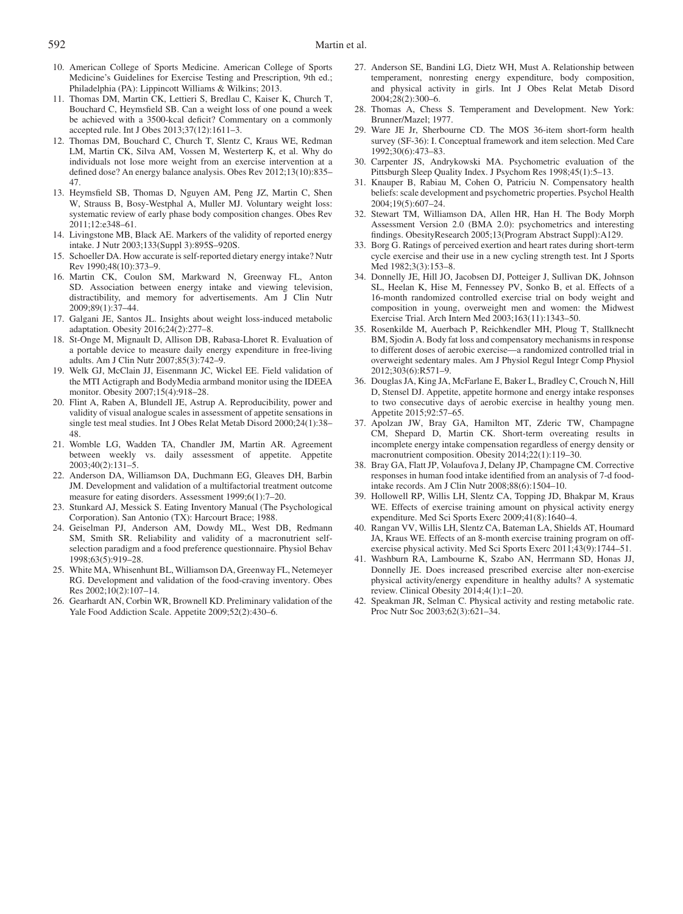10. American College of Sports Medicine. American College of Sports Medicine's Guidelines for Exercise Testing and Prescription, 9th ed.; Philadelphia (PA): Lippincott Williams & Wilkins; 2013.
11. Thomas DM, Martin CK, Lettieri S, Bredlau C, Kaiser K, Church T, Bouchard C, Heymsfield SB. Can a weight loss of one pound a week be achieved with a 3500-kcal deficit? Commentary on a commonly accepted rule. Int J Obes 2013;37(12):1611–3.
12. Thomas DM, Bouchard C, Church T, Slentz C, Kraus WE, Redman LM, Martin CK, Silva AM, Vossen M, Westerterp K, et al. Why do individuals not lose more weight from an exercise intervention at a defined dose? An energy balance analysis. Obes Rev 2012;13(10):835–47.
13. Heymsfield SB, Thomas D, Nguyen AM, Peng JZ, Martin C, Shen W, Strauss B, Bosy-Westphal A, Muller MJ. Voluntary weight loss: systematic review of early phase body composition changes. Obes Rev 2011;12:e348–61.
14. Livingstone MB, Black AE. Markers of the validity of reported energy intake. J Nutr 2003;133(Suppl 3):895S–920S.
15. Schoeller DA. How accurate is self-reported dietary energy intake? Nutr Rev 1990;48(10):373–9.
16. Martin CK, Coulon SM, Markward N, Greenway FL, Anton SD. Association between energy intake and viewing television, distractibility, and memory for advertisements. Am J Clin Nutr 2009;89(1):37–44.
17. Galgani JE, Santos JL. Insights about weight loss-induced metabolic adaptation. Obesity 2016;24(2):277–8.
18. St-Onge M, Mignault D, Allison DB, Rabasa-Lhoret R. Evaluation of a portable device to measure daily energy expenditure in free-living adults. Am J Clin Nutr 2007;85(3):742–9.
19. Welk GJ, McClain JJ, Eisenmann JC, Wickel EE. Field validation of the MTI Actigraph and BodyMedia armband monitor using the IDEEA monitor. Obesity 2007;15(4):918–28.
20. Flint A, Raben A, Blundell JE, Astrup A. Reproducibility, power and validity of visual analogue scales in assessment of appetite sensations in single test meal studies. Int J Obes Relat Metab Disord 2000;24(1):38–48.
21. Womble LG, Wadden TA, Chandler JM, Martin AR. Agreement between weekly vs. daily assessment of appetite. Appetite 2003;40(2):131–5.
22. Anderson DA, Williamson DA, Duchmann EG, Gleaves DH, Barbin JM. Development and validation of a multifactorial treatment outcome measure for eating disorders. Assessment 1999;6(1):7–20.
23. Stunkard AJ, Messick S. Eating Inventory Manual (The Psychological Corporation). San Antonio (TX): Harcourt Brace; 1988.
24. Geiselman PJ, Anderson AM, Dowdy ML, West DB, Redmann SM, Smith SR. Reliability and validity of a macronutrient self-selection paradigm and a food preference questionnaire. Physiol Behav 1998;63(5):919–28.
25. White MA, Whisenhunt BL, Williamson DA, Greenway FL, Netemeyer RG. Development and validation of the food-craving inventory. Obes Res 2002;10(2):107–14.
26. Gearhardt AN, Corbin WR, Brownell KD. Preliminary validation of the Yale Food Addiction Scale. Appetite 2009;52(2):430–6.
27. Anderson SE, Bandini LG, Dietz WH, Must A. Relationship between temperament, nonresting energy expenditure, body composition, and physical activity in girls. Int J Obes Relat Metab Disord 2004;28(2):300–6.
28. Thomas A, Chess S. Temperament and Development. New York: Brunner/Mazel; 1977.
29. Ware JE Jr, Sherbourne CD. The MOS 36-item short-form health survey (SF-36): I. Conceptual framework and item selection. Med Care 1992;30(6):473–83.
30. Carpenter JS, Andrykowski MA. Psychometric evaluation of the Pittsburgh Sleep Quality Index. J Psychom Res 1998;45(1):5–13.
31. Knauper B, Rabiau M, Cohen O, Patriciu N. Compensatory health beliefs: scale development and psychometric properties. Psychol Health 2004;19(5):607–24.
32. Stewart TM, Williamson DA, Allen HR, Han H. The Body Morph Assessment Version 2.0 (BMA 2.0): psychometrics and interesting findings. ObesityResearch 2005;13(Program Abstract Suppl):A129.
33. Borg G. Ratings of perceived exertion and heart rates during short-term cycle exercise and their use in a new cycling strength test. Int J Sports Med 1982;3(3):153–8.
34. Donnelly JE, Hill JO, Jacobsen DJ, Potteiger J, Sullivan DK, Johnson SL, Heelan K, Hise M, Fennessey PV, Sonko B, et al. Effects of a 16-month randomized controlled exercise trial on body weight and composition in young, overweight men and women: the Midwest Exercise Trial. Arch Intern Med 2003;163(11):1343–50.
35. Rosenkilde M, Auerbach P, Reichkendler MH, Ploug T, Stallknecht BM, Sjodin A. Body fat loss and compensatory mechanisms in response to different doses of aerobic exercise—a randomized controlled trial in overweight sedentary males. Am J Physiol Regul Integr Comp Physiol 2012;303(6):R571–9.
36. Douglas JA, King JA, McFarlane E, Baker L, Bradley C, Crouch N, Hill D, Stensel DJ. Appetite, appetite hormone and energy intake responses to two consecutive days of aerobic exercise in healthy young men. Appetite 2015;92:57–65.
37. Apolzan JW, Bray GA, Hamilton MT, Zderic TW, Champagne CM, Shepard D, Martin CK. Short-term overeating results in incomplete energy intake compensation regardless of energy density or macronutrient composition. Obesity 2014;22(1):119–30.
38. Bray GA, Flatt JP, Volaufova J, Delany JP, Champagne CM. Corrective responses in human food intake identified from an analysis of 7-d food-intake records. Am J Clin Nutr 2008;88(6):1504–10.
39. Hollowell RP, Willis LH, Slentz CA, Topping JD, Bhakpar M, Kraus WE. Effects of exercise training amount on physical activity energy expenditure. Med Sci Sports Exerc 2009;41(8):1640–4.
40. Rangan VV, Willis LH, Slentz CA, Bateman LA, Shields AT, Houmard JA, Kraus WE. Effects of an 8-month exercise training program on off-exercise physical activity. Med Sci Sports Exerc 2011;43(9):1744–51.
41. Washburn RA, Lambourne K, Szabo AN, Herrmann SD, Honas JJ, Donnelly JE. Does increased prescribed exercise alter non-exercise physical activity/energy expenditure in healthy adults? A systematic review. Clinical Obesity 2014;4(1):1–20.
42. Speakman JR, Selman C. Physical activity and resting metabolic rate. Proc Nutr Soc 2003;62(3):621–34.